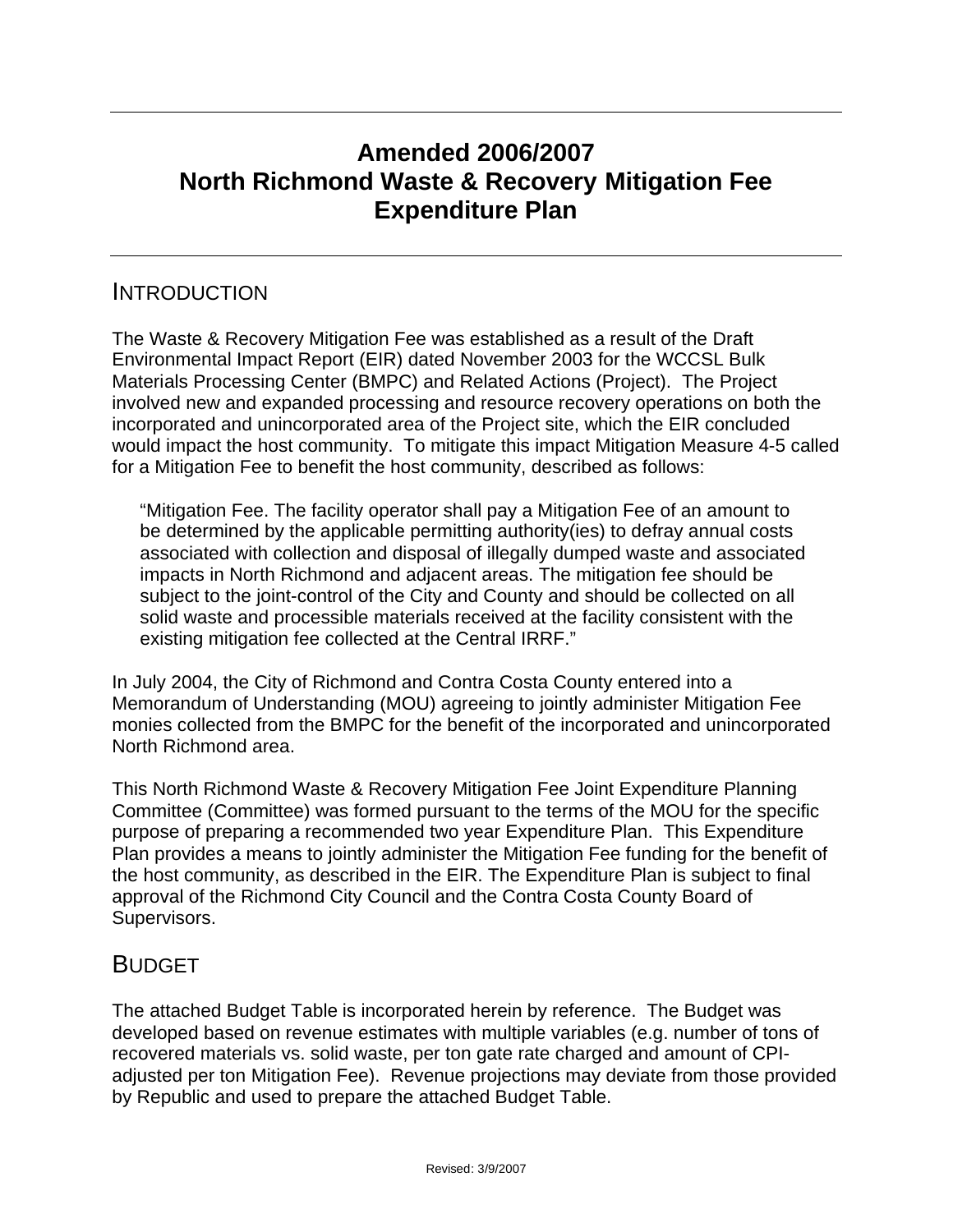# Amended 2006/2007 North Richmond Waste & Recovery Mitigation Fee Expenditure Plan

## INTRODUCTION

The Waste & Recovery Mitigation Fee was established as a result of the Draft Environmental Impact Report (EIR) dated November 2003 for the WCCSL Bulk Materials Processing Center (BMPC) and Related Actions (Project). The Project involved new and expanded processing and resource recovery operations on both the incorporated and unincorporated area of the Project site, which the EIR concluded would impact the host community. To mitigate this impact Mitigation Measure 4-5 called for a Mitigation Fee to benefit the host community, described as follows:

> "Mitigation Fee. The facility operator shall pay a Mitigation Fee of an amount to be determined by the applicable permitting authority(ies) to defray annual costs associated with collection and disposal of illegally dumped waste and associated impacts in North Richmond and adjacent areas. The mitigation fee should be subject to the joint-control of the City and County and should be collected on all solid waste and processible materials received at the facility consistent with the existing mitigation fee collected at the Central IRRF."

In July 2004, the City of Richmond and Contra Costa County entered into a Memorandum of Understanding (MOU) agreeing to jointly administer Mitigation Fee monies collected from the BMPC for the benefit of the incorporated and unincorporated North Richmond area.

This North Richmond Waste & Recovery Mitigation Fee Joint Expenditure Planning Committee (Committee) was formed pursuant to the terms of the MOU for the specific purpose of preparing a recommended two year Expenditure Plan. This Expenditure Plan provides a means to jointly administer the Mitigation Fee funding for the benefit of the host community, as described in the EIR. The Expenditure Plan is subject to final approval of the Richmond City Council and the Contra Costa County Board of Supervisors.

## BUDGET

The attached Budget Table is incorporated herein by reference. The Budget was developed based on revenue estimates with multiple variables (e.g. number of tons of recovered materials vs. solid waste, per ton gate rate charged and amount of CPI-adjusted per ton Mitigation Fee). Revenue projections may deviate from those provided by Republic and used to prepare the attached Budget Table.

Revised: 3/9/2007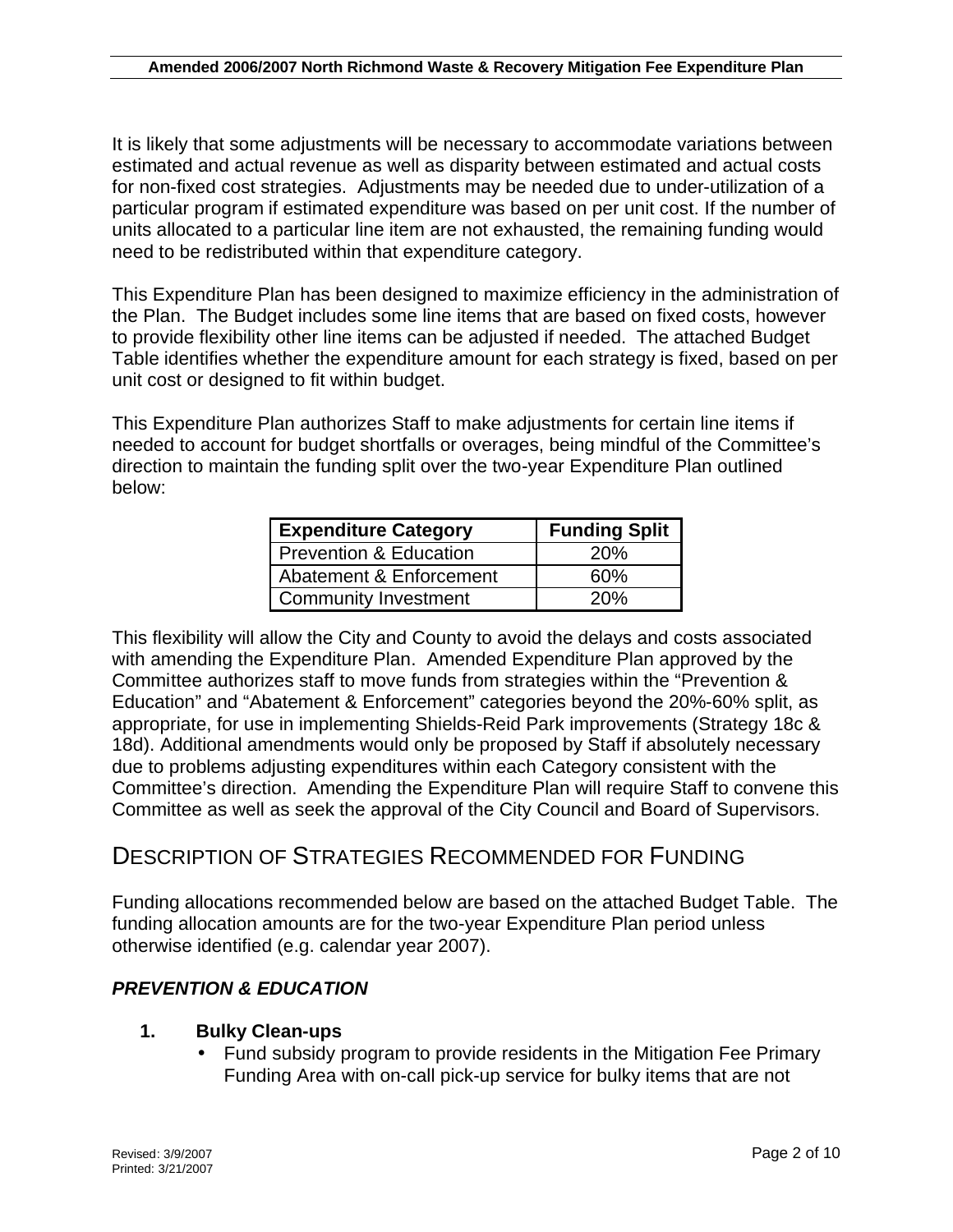It is likely that some adjustments will be necessary to accommodate variations between estimated and actual revenue as well as disparity between estimated and actual costs for non-fixed cost strategies. Adjustments may be needed due to under-utilization of a particular program if estimated expenditure was based on per unit cost. If the number of units allocated to a particular line item are not exhausted, the remaining funding would need to be redistributed within that expenditure category.

This Expenditure Plan has been designed to maximize efficiency in the administration of the Plan. The Budget includes some line items that are based on fixed costs, however to provide flexibility other line items can be adjusted if needed. The attached Budget Table identifies whether the expenditure amount for each strategy is fixed, based on per unit cost or designed to fit within budget.

This Expenditure Plan authorizes Staff to make adjustments for certain line items if needed to account for budget shortfalls or overages, being mindful of the Committee's direction to maintain the funding split over the two-year Expenditure Plan outlined below:

| Expenditure Category | Funding Split |
|---|---|
| Prevention & Education | 20% |
| Abatement & Enforcement | 60% |
| Community Investment | 20% |

This flexibility will allow the City and County to avoid the delays and costs associated with amending the Expenditure Plan. Amended Expenditure Plan approved by the Committee authorizes staff to move funds from strategies within the "Prevention & Education" and "Abatement & Enforcement" categories beyond the 20%-60% split, as appropriate, for use in implementing Shields-Reid Park improvements (Strategy 18c & 18d). Additional amendments would only be proposed by Staff if absolutely necessary due to problems adjusting expenditures within each Category consistent with the Committee's direction. Amending the Expenditure Plan will require Staff to convene this Committee as well as seek the approval of the City Council and Board of Supervisors.

## DESCRIPTION OF STRATEGIES RECOMMENDED FOR FUNDING

Funding allocations recommended below are based on the attached Budget Table. The funding allocation amounts are for the two-year Expenditure Plan period unless otherwise identified (e.g. calendar year 2007).

### *PREVENTION & EDUCATION*

**1. Bulky Clean-ups**

- Fund subsidy program to provide residents in the Mitigation Fee Primary Funding Area with on-call pick-up service for bulky items that are not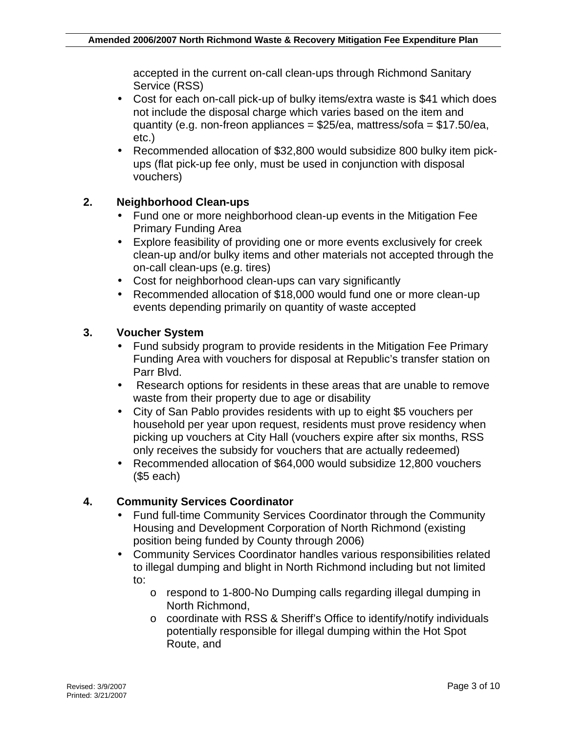accepted in the current on-call clean-ups through Richmond Sanitary Service (RSS)

- Cost for each on-call pick-up of bulky items/extra waste is $41 which does not include the disposal charge which varies based on the item and quantity (e.g. non-freon appliances = $25/ea, mattress/sofa = $17.50/ea, etc.)
- Recommended allocation of $32,800 would subsidize 800 bulky item pick-ups (flat pick-up fee only, must be used in conjunction with disposal vouchers)

**2. Neighborhood Clean-ups**

- Fund one or more neighborhood clean-up events in the Mitigation Fee Primary Funding Area
- Explore feasibility of providing one or more events exclusively for creek clean-up and/or bulky items and other materials not accepted through the on-call clean-ups (e.g. tires)
- Cost for neighborhood clean-ups can vary significantly
- Recommended allocation of $18,000 would fund one or more clean-up events depending primarily on quantity of waste accepted

**3. Voucher System**

- Fund subsidy program to provide residents in the Mitigation Fee Primary Funding Area with vouchers for disposal at Republic's transfer station on Parr Blvd.
- Research options for residents in these areas that are unable to remove waste from their property due to age or disability
- City of San Pablo provides residents with up to eight $5 vouchers per household per year upon request, residents must prove residency when picking up vouchers at City Hall (vouchers expire after six months, RSS only receives the subsidy for vouchers that are actually redeemed)
- Recommended allocation of $64,000 would subsidize 12,800 vouchers ($5 each)

**4. Community Services Coordinator**

- Fund full-time Community Services Coordinator through the Community Housing and Development Corporation of North Richmond (existing position being funded by County through 2006)
- Community Services Coordinator handles various responsibilities related to illegal dumping and blight in North Richmond including but not limited to:
  - respond to 1-800-No Dumping calls regarding illegal dumping in North Richmond,
  - coordinate with RSS & Sheriff's Office to identify/notify individuals potentially responsible for illegal dumping within the Hot Spot Route, and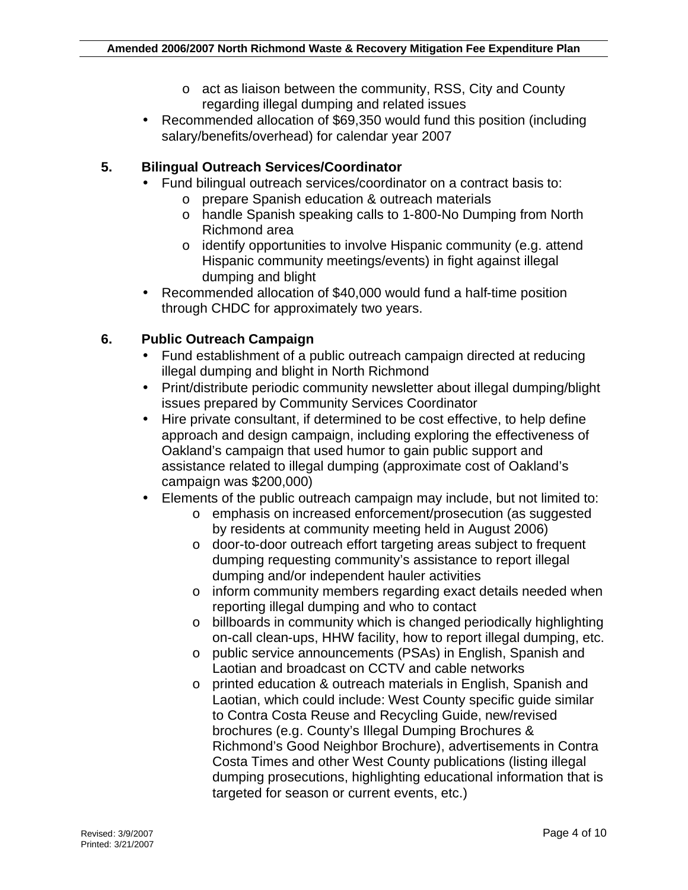- act as liaison between the community, RSS, City and County regarding illegal dumping and related issues
- Recommended allocation of $69,350 would fund this position (including salary/benefits/overhead) for calendar year 2007

### 5. Bilingual Outreach Services/Coordinator

- Fund bilingual outreach services/coordinator on a contract basis to:
  - prepare Spanish education & outreach materials
  - handle Spanish speaking calls to 1-800-No Dumping from North Richmond area
  - identify opportunities to involve Hispanic community (e.g. attend Hispanic community meetings/events) in fight against illegal dumping and blight
- Recommended allocation of $40,000 would fund a half-time position through CHDC for approximately two years.

### 6. Public Outreach Campaign

- Fund establishment of a public outreach campaign directed at reducing illegal dumping and blight in North Richmond
- Print/distribute periodic community newsletter about illegal dumping/blight issues prepared by Community Services Coordinator
- Hire private consultant, if determined to be cost effective, to help define approach and design campaign, including exploring the effectiveness of Oakland's campaign that used humor to gain public support and assistance related to illegal dumping (approximate cost of Oakland's campaign was $200,000)
- Elements of the public outreach campaign may include, but not limited to:
  - emphasis on increased enforcement/prosecution (as suggested by residents at community meeting held in August 2006)
  - door-to-door outreach effort targeting areas subject to frequent dumping requesting community's assistance to report illegal dumping and/or independent hauler activities
  - inform community members regarding exact details needed when reporting illegal dumping and who to contact
  - billboards in community which is changed periodically highlighting on-call clean-ups, HHW facility, how to report illegal dumping, etc.
  - public service announcements (PSAs) in English, Spanish and Laotian and broadcast on CCTV and cable networks
  - printed education & outreach materials in English, Spanish and Laotian, which could include: West County specific guide similar to Contra Costa Reuse and Recycling Guide, new/revised brochures (e.g. County's Illegal Dumping Brochures & Richmond's Good Neighbor Brochure), advertisements in Contra Costa Times and other West County publications (listing illegal dumping prosecutions, highlighting educational information that is targeted for season or current events, etc.)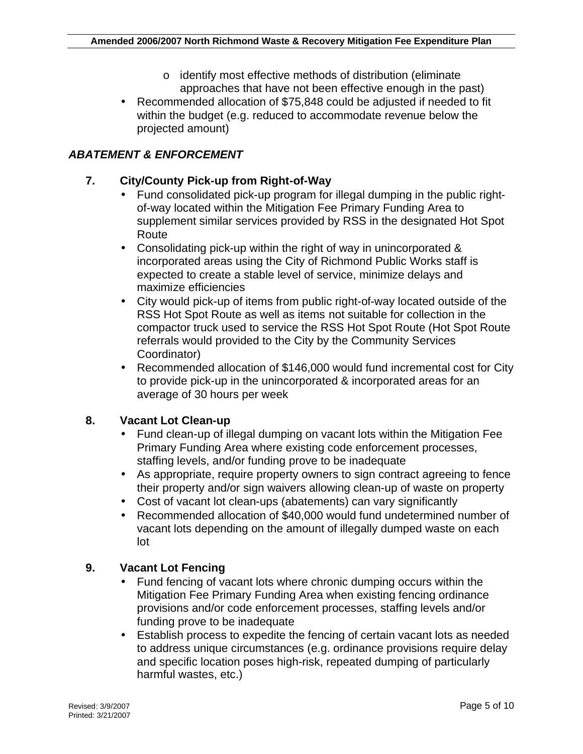- identify most effective methods of distribution (eliminate approaches that have not been effective enough in the past)
- Recommended allocation of $75,848 could be adjusted if needed to fit within the budget (e.g. reduced to accommodate revenue below the projected amount)

***ABATEMENT & ENFORCEMENT***

**7. City/County Pick-up from Right-of-Way**

- Fund consolidated pick-up program for illegal dumping in the public right-of-way located within the Mitigation Fee Primary Funding Area to supplement similar services provided by RSS in the designated Hot Spot Route
- Consolidating pick-up within the right of way in unincorporated & incorporated areas using the City of Richmond Public Works staff is expected to create a stable level of service, minimize delays and maximize efficiencies
- City would pick-up of items from public right-of-way located outside of the RSS Hot Spot Route as well as items not suitable for collection in the compactor truck used to service the RSS Hot Spot Route (Hot Spot Route referrals would provided to the City by the Community Services Coordinator)
- Recommended allocation of $146,000 would fund incremental cost for City to provide pick-up in the unincorporated & incorporated areas for an average of 30 hours per week

**8. Vacant Lot Clean-up**

- Fund clean-up of illegal dumping on vacant lots within the Mitigation Fee Primary Funding Area where existing code enforcement processes, staffing levels, and/or funding prove to be inadequate
- As appropriate, require property owners to sign contract agreeing to fence their property and/or sign waivers allowing clean-up of waste on property
- Cost of vacant lot clean-ups (abatements) can vary significantly
- Recommended allocation of $40,000 would fund undetermined number of vacant lots depending on the amount of illegally dumped waste on each lot

**9. Vacant Lot Fencing**

- Fund fencing of vacant lots where chronic dumping occurs within the Mitigation Fee Primary Funding Area when existing fencing ordinance provisions and/or code enforcement processes, staffing levels and/or funding prove to be inadequate
- Establish process to expedite the fencing of certain vacant lots as needed to address unique circumstances (e.g. ordinance provisions require delay and specific location poses high-risk, repeated dumping of particularly harmful wastes, etc.)

Revised: 3/9/2007
Printed: 3/21/2007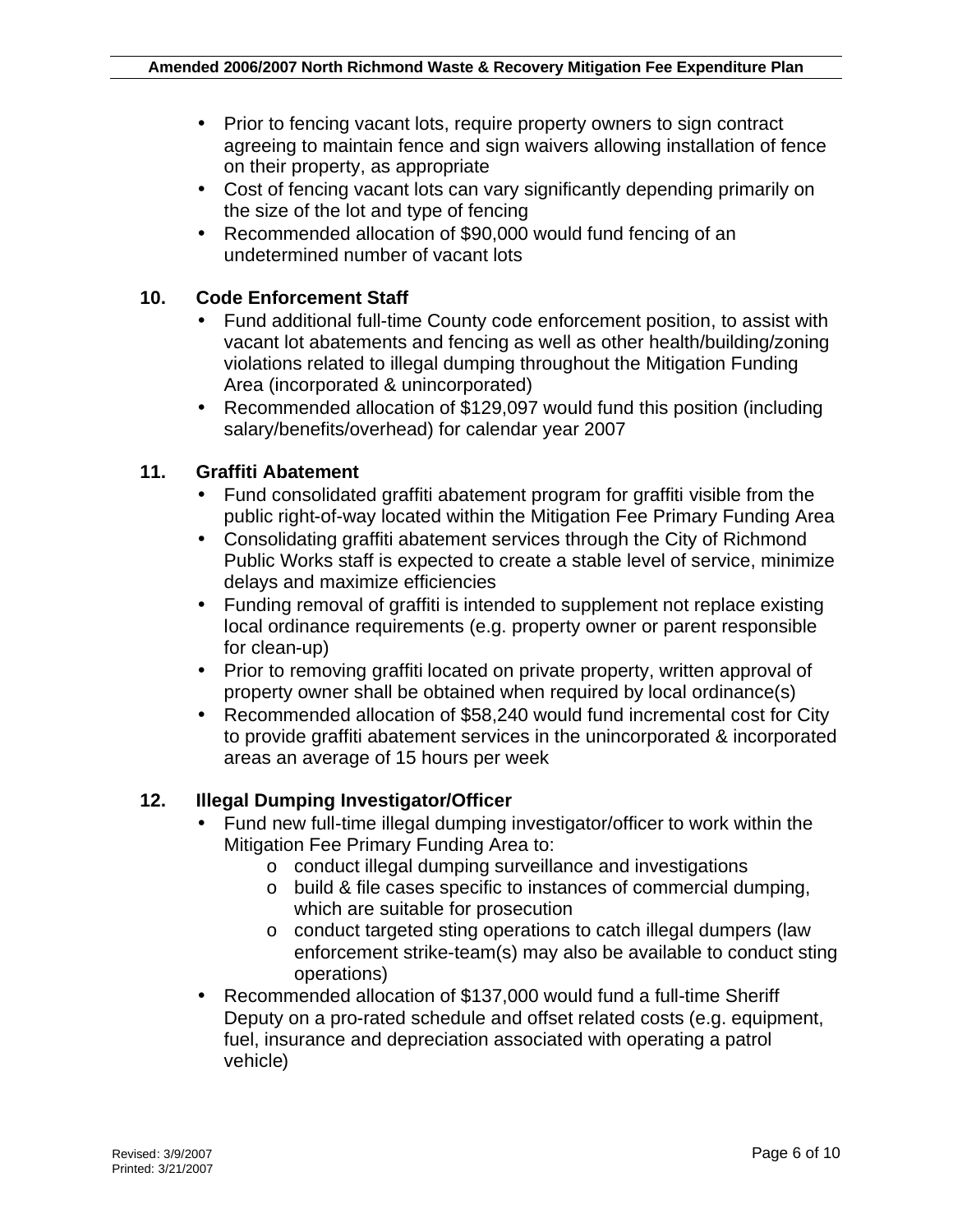- Prior to fencing vacant lots, require property owners to sign contract agreeing to maintain fence and sign waivers allowing installation of fence on their property, as appropriate
- Cost of fencing vacant lots can vary significantly depending primarily on the size of the lot and type of fencing
- Recommended allocation of $90,000 would fund fencing of an undetermined number of vacant lots

**10. Code Enforcement Staff**

- Fund additional full-time County code enforcement position, to assist with vacant lot abatements and fencing as well as other health/building/zoning violations related to illegal dumping throughout the Mitigation Funding Area (incorporated & unincorporated)
- Recommended allocation of $129,097 would fund this position (including salary/benefits/overhead) for calendar year 2007

**11. Graffiti Abatement**

- Fund consolidated graffiti abatement program for graffiti visible from the public right-of-way located within the Mitigation Fee Primary Funding Area
- Consolidating graffiti abatement services through the City of Richmond Public Works staff is expected to create a stable level of service, minimize delays and maximize efficiencies
- Funding removal of graffiti is intended to supplement not replace existing local ordinance requirements (e.g. property owner or parent responsible for clean-up)
- Prior to removing graffiti located on private property, written approval of property owner shall be obtained when required by local ordinance(s)
- Recommended allocation of $58,240 would fund incremental cost for City to provide graffiti abatement services in the unincorporated & incorporated areas an average of 15 hours per week

**12. Illegal Dumping Investigator/Officer**

- Fund new full-time illegal dumping investigator/officer to work within the Mitigation Fee Primary Funding Area to:
  - conduct illegal dumping surveillance and investigations
  - build & file cases specific to instances of commercial dumping, which are suitable for prosecution
  - conduct targeted sting operations to catch illegal dumpers (law enforcement strike-team(s) may also be available to conduct sting operations)
- Recommended allocation of $137,000 would fund a full-time Sheriff Deputy on a pro-rated schedule and offset related costs (e.g. equipment, fuel, insurance and depreciation associated with operating a patrol vehicle)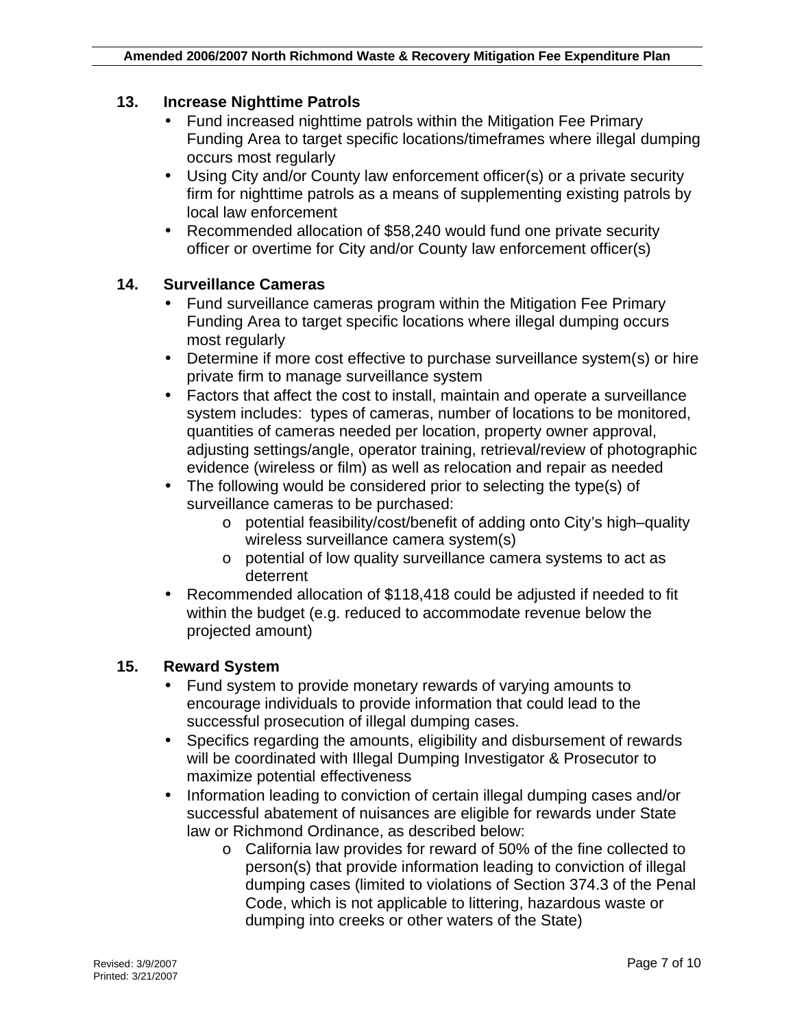### 13. Increase Nighttime Patrols

- Fund increased nighttime patrols within the Mitigation Fee Primary Funding Area to target specific locations/timeframes where illegal dumping occurs most regularly
- Using City and/or County law enforcement officer(s) or a private security firm for nighttime patrols as a means of supplementing existing patrols by local law enforcement
- Recommended allocation of $58,240 would fund one private security officer or overtime for City and/or County law enforcement officer(s)

### 14. Surveillance Cameras

- Fund surveillance cameras program within the Mitigation Fee Primary Funding Area to target specific locations where illegal dumping occurs most regularly
- Determine if more cost effective to purchase surveillance system(s) or hire private firm to manage surveillance system
- Factors that affect the cost to install, maintain and operate a surveillance system includes: types of cameras, number of locations to be monitored, quantities of cameras needed per location, property owner approval, adjusting settings/angle, operator training, retrieval/review of photographic evidence (wireless or film) as well as relocation and repair as needed
- The following would be considered prior to selecting the type(s) of surveillance cameras to be purchased:
  - potential feasibility/cost/benefit of adding onto City's high–quality wireless surveillance camera system(s)
  - potential of low quality surveillance camera systems to act as deterrent
- Recommended allocation of $118,418 could be adjusted if needed to fit within the budget (e.g. reduced to accommodate revenue below the projected amount)

### 15. Reward System

- Fund system to provide monetary rewards of varying amounts to encourage individuals to provide information that could lead to the successful prosecution of illegal dumping cases.
- Specifics regarding the amounts, eligibility and disbursement of rewards will be coordinated with Illegal Dumping Investigator & Prosecutor to maximize potential effectiveness
- Information leading to conviction of certain illegal dumping cases and/or successful abatement of nuisances are eligible for rewards under State law or Richmond Ordinance, as described below:
  - California law provides for reward of 50% of the fine collected to person(s) that provide information leading to conviction of illegal dumping cases (limited to violations of Section 374.3 of the Penal Code, which is not applicable to littering, hazardous waste or dumping into creeks or other waters of the State)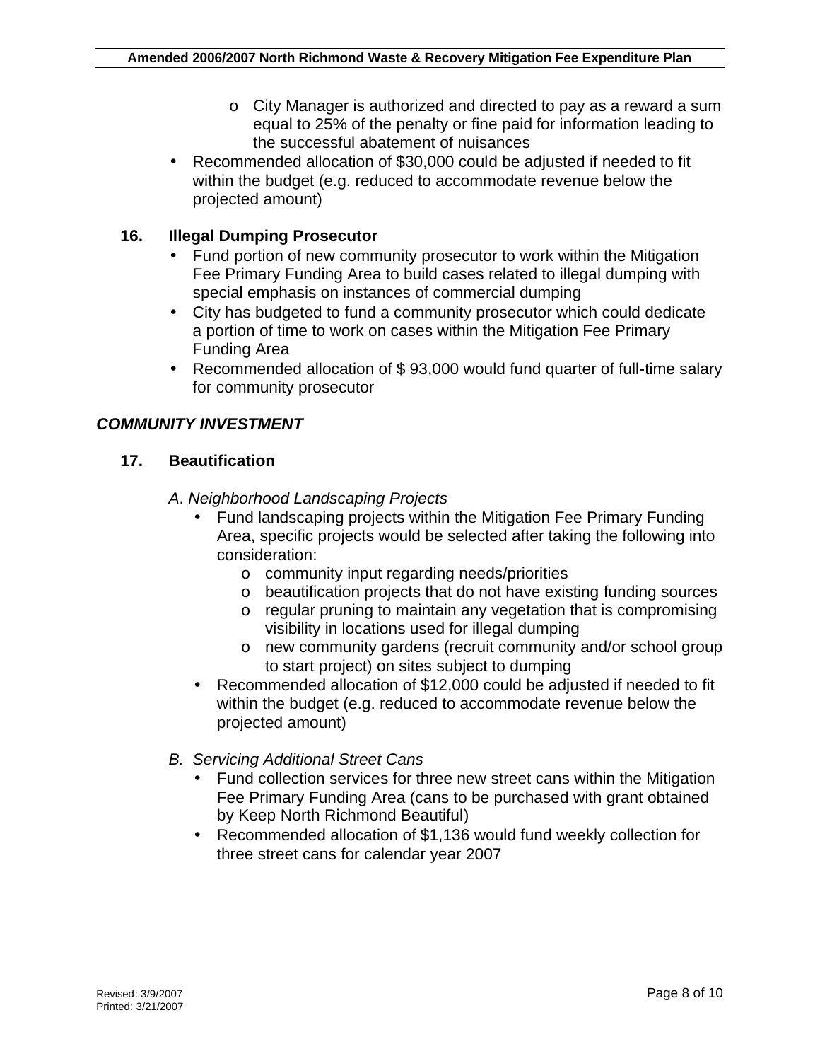- City Manager is authorized and directed to pay as a reward a sum equal to 25% of the penalty or fine paid for information leading to the successful abatement of nuisances
- Recommended allocation of $30,000 could be adjusted if needed to fit within the budget (e.g. reduced to accommodate revenue below the projected amount)

**16. Illegal Dumping Prosecutor**

- Fund portion of new community prosecutor to work within the Mitigation Fee Primary Funding Area to build cases related to illegal dumping with special emphasis on instances of commercial dumping
- City has budgeted to fund a community prosecutor which could dedicate a portion of time to work on cases within the Mitigation Fee Primary Funding Area
- Recommended allocation of $ 93,000 would fund quarter of full-time salary for community prosecutor

***COMMUNITY INVESTMENT***

**17. Beautification**

*A. Neighborhood Landscaping Projects*

- Fund landscaping projects within the Mitigation Fee Primary Funding Area, specific projects would be selected after taking the following into consideration:
  - community input regarding needs/priorities
  - beautification projects that do not have existing funding sources
  - regular pruning to maintain any vegetation that is compromising visibility in locations used for illegal dumping
  - new community gardens (recruit community and/or school group to start project) on sites subject to dumping
- Recommended allocation of $12,000 could be adjusted if needed to fit within the budget (e.g. reduced to accommodate revenue below the projected amount)

*B. Servicing Additional Street Cans*

- Fund collection services for three new street cans within the Mitigation Fee Primary Funding Area (cans to be purchased with grant obtained by Keep North Richmond Beautiful)
- Recommended allocation of $1,136 would fund weekly collection for three street cans for calendar year 2007

Revised: 3/9/2007
Printed: 3/21/2007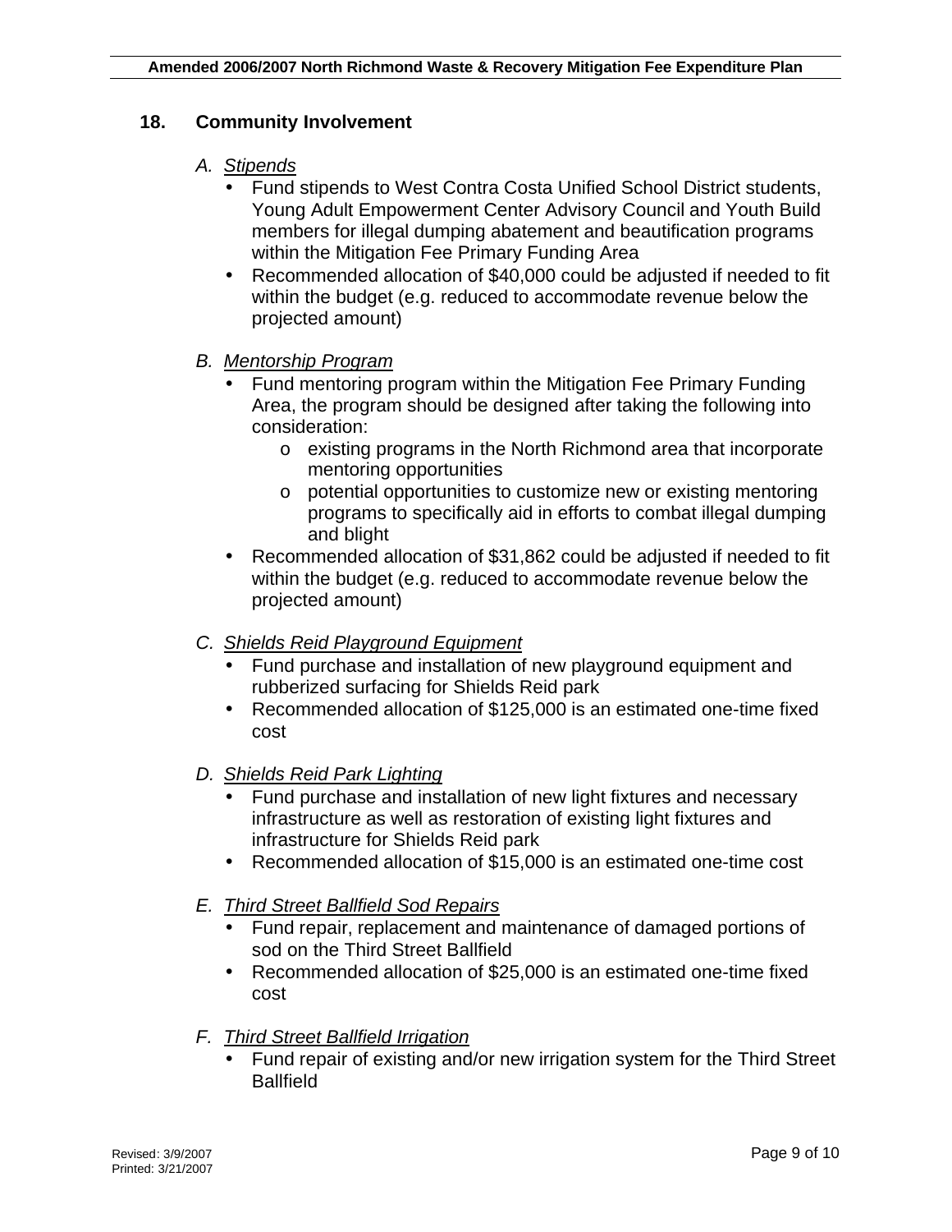## 18. Community Involvement

*A.* *Stipends*

- Fund stipends to West Contra Costa Unified School District students, Young Adult Empowerment Center Advisory Council and Youth Build members for illegal dumping abatement and beautification programs within the Mitigation Fee Primary Funding Area
- Recommended allocation of $40,000 could be adjusted if needed to fit within the budget (e.g. reduced to accommodate revenue below the projected amount)

*B.* *Mentorship Program*

- Fund mentoring program within the Mitigation Fee Primary Funding Area, the program should be designed after taking the following into consideration:
  - existing programs in the North Richmond area that incorporate mentoring opportunities
  - potential opportunities to customize new or existing mentoring programs to specifically aid in efforts to combat illegal dumping and blight
- Recommended allocation of $31,862 could be adjusted if needed to fit within the budget (e.g. reduced to accommodate revenue below the projected amount)

*C.* *Shields Reid Playground Equipment*

- Fund purchase and installation of new playground equipment and rubberized surfacing for Shields Reid park
- Recommended allocation of $125,000 is an estimated one-time fixed cost

*D.* *Shields Reid Park Lighting*

- Fund purchase and installation of new light fixtures and necessary infrastructure as well as restoration of existing light fixtures and infrastructure for Shields Reid park
- Recommended allocation of $15,000 is an estimated one-time cost

*E.* *Third Street Ballfield Sod Repairs*

- Fund repair, replacement and maintenance of damaged portions of sod on the Third Street Ballfield
- Recommended allocation of $25,000 is an estimated one-time fixed cost

*F.* *Third Street Ballfield Irrigation*

- Fund repair of existing and/or new irrigation system for the Third Street Ballfield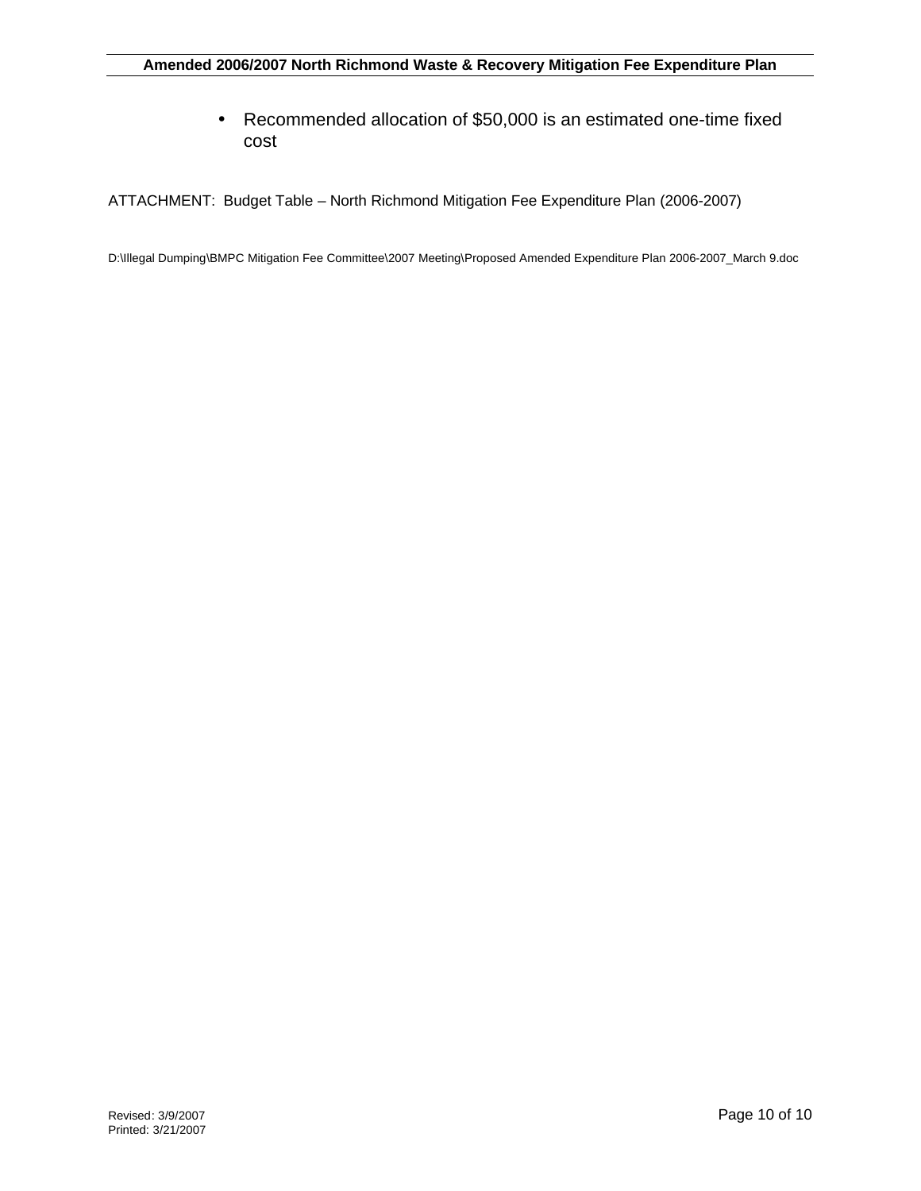- Recommended allocation of $50,000 is an estimated one-time fixed cost

ATTACHMENT: Budget Table – North Richmond Mitigation Fee Expenditure Plan (2006-2007)

D:\Illegal Dumping\BMPC Mitigation Fee Committee\2007 Meeting\Proposed Amended Expenditure Plan 2006-2007_March 9.doc

Revised: 3/9/2007
Printed: 3/21/2007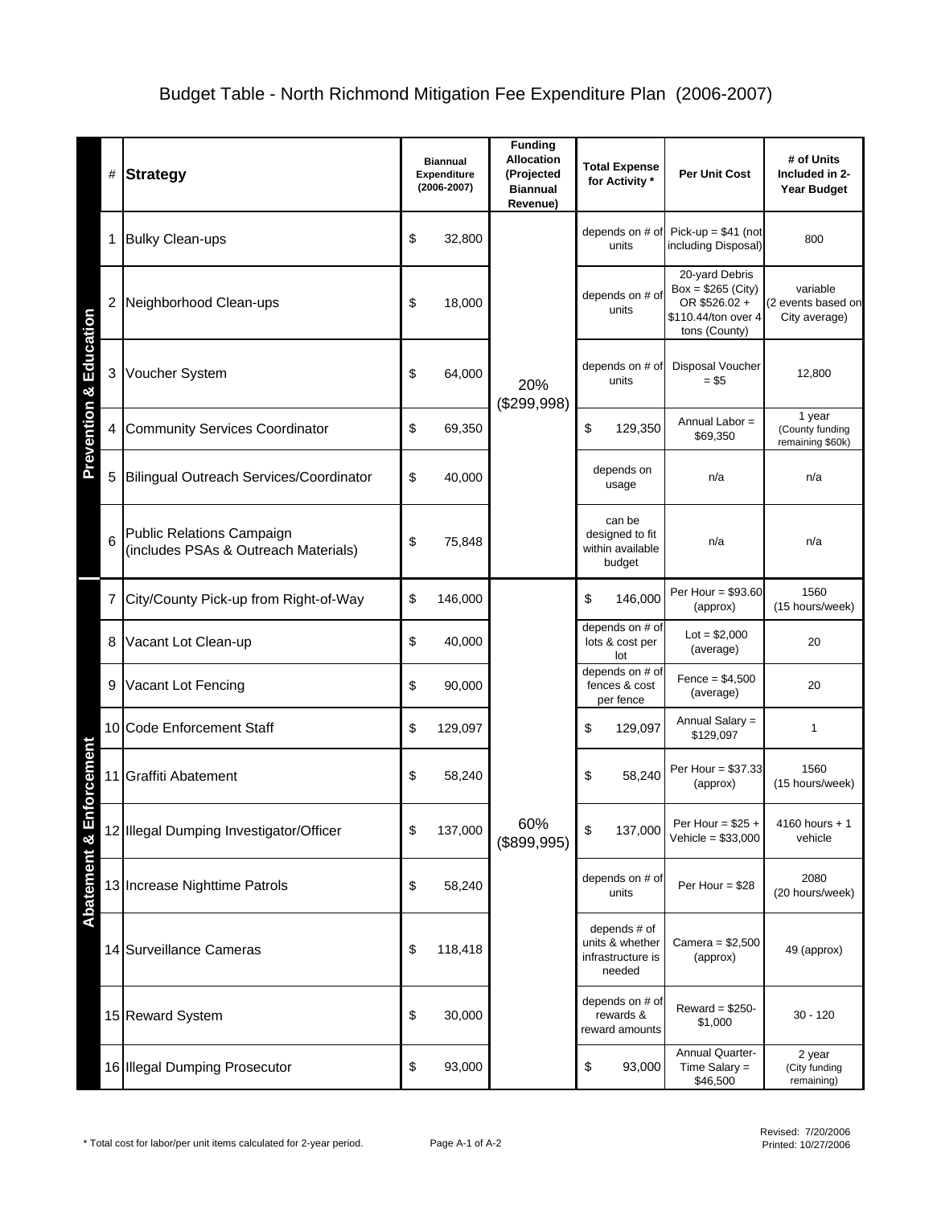# Budget Table - North Richmond Mitigation Fee Expenditure Plan (2006-2007)

| Category | # | Strategy | Biannual Expenditure (2006-2007) | Funding Allocation (Projected Biannual Revenue) | Total Expense for Activity * | Per Unit Cost | # of Units Included in 2-Year Budget |
|---|---|---|---|---|---|---|---|
| Prevention & Education | 1 | Bulky Clean-ups | $ 32,800 | 20% ($299,998) | depends on # of units | Pick-up = $41 (not including Disposal) | 800 |
| | 2 | Neighborhood Clean-ups | $ 18,000 | | depends on # of units | 20-yard Debris Box = $265 (City) OR $526.02 + $110.44/ton over 4 tons (County) | variable (2 events based on City average) |
| | 3 | Voucher System | $ 64,000 | | depends on # of units | Disposal Voucher = $5 | 12,800 |
| | 4 | Community Services Coordinator | $ 69,350 | | $ 129,350 | Annual Labor = $69,350 | 1 year (County funding remaining $60k) |
| | 5 | Bilingual Outreach Services/Coordinator | $ 40,000 | | depends on usage | n/a | n/a |
| | 6 | Public Relations Campaign (includes PSAs & Outreach Materials) | $ 75,848 | | can be designed to fit within available budget | n/a | n/a |
| Abatement & Enforcement | 7 | City/County Pick-up from Right-of-Way | $ 146,000 | 60% ($899,995) | $ 146,000 | Per Hour = $93.60 (approx) | 1560 (15 hours/week) |
| | 8 | Vacant Lot Clean-up | $ 40,000 | | depends on # of lots & cost per lot | Lot = $2,000 (average) | 20 |
| | 9 | Vacant Lot Fencing | $ 90,000 | | depends on # of fences & cost per fence | Fence = $4,500 (average) | 20 |
| | 10 | Code Enforcement Staff | $ 129,097 | | $ 129,097 | Annual Salary = $129,097 | 1 |
| | 11 | Graffiti Abatement | $ 58,240 | | $ 58,240 | Per Hour = $37.33 (approx) | 1560 (15 hours/week) |
| | 12 | Illegal Dumping Investigator/Officer | $ 137,000 | | $ 137,000 | Per Hour = $25 + Vehicle = $33,000 | 4160 hours + 1 vehicle |
| | 13 | Increase Nighttime Patrols | $ 58,240 | | depends on # of units | Per Hour = $28 | 2080 (20 hours/week) |
| | 14 | Surveillance Cameras | $ 118,418 | | depends # of units & whether infrastructure is needed | Camera = $2,500 (approx) | 49 (approx) |
| | 15 | Reward System | $ 30,000 | | depends on # of rewards & reward amounts | Reward = $250-$1,000 | 30 - 120 |
| | 16 | Illegal Dumping Prosecutor | $ 93,000 | | $ 93,000 | Annual Quarter-Time Salary = $46,500 | 2 year (City funding remaining) |

\* Total cost for labor/per unit items calculated for 2-year period.

Revised: 7/20/2006
Printed: 10/27/2006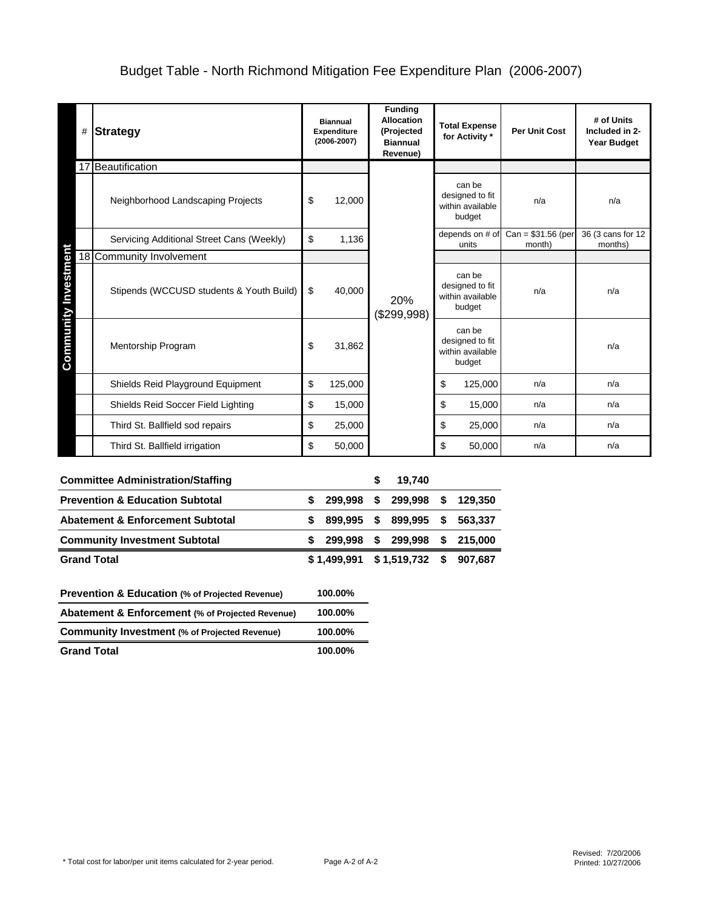# Budget Table - North Richmond Mitigation Fee Expenditure Plan (2006-2007)

| | # | Strategy | Biannual Expenditure (2006-2007) | Funding Allocation (Projected Biannual Revenue) | Total Expense for Activity * | Per Unit Cost | # of Units Included in 2-Year Budget |
|---|---|---|---|---|---|---|---|
| Community Investment | 17 | Beautification | | | | | |
| | | Neighborhood Landscaping Projects | $ 12,000 | | can be designed to fit within available budget | n/a | n/a |
| | | Servicing Additional Street Cans (Weekly) | $ 1,136 | | depends on # of units | Can = $31.56 (per month) | 36 (3 cans for 12 months) |
| | 18 | Community Involvement | | | | | |
| | | Stipends (WCCUSD students & Youth Build) | $ 40,000 | 20% ($299,998) | can be designed to fit within available budget | n/a | n/a |
| | | Mentorship Program | $ 31,862 | | can be designed to fit within available budget | | n/a |
| | | Shields Reid Playground Equipment | $ 125,000 | | $ 125,000 | n/a | n/a |
| | | Shields Reid Soccer Field Lighting | $ 15,000 | | $ 15,000 | n/a | n/a |
| | | Third St. Ballfield sod repairs | $ 25,000 | | $ 25,000 | n/a | n/a |
| | | Third St. Ballfield irrigation | $ 50,000 | | $ 50,000 | n/a | n/a |

| | | | |
|---|---|---|---|
| **Committee Administration/Staffing** | | **$ 19,740** | |
| **Prevention & Education Subtotal** | **$ 299,998** | **$ 299,998** | **$ 129,350** |
| **Abatement & Enforcement Subtotal** | **$ 899,995** | **$ 899,995** | **$ 563,337** |
| **Community Investment Subtotal** | **$ 299,998** | **$ 299,998** | **$ 215,000** |
| **Grand Total** | **$ 1,499,991** | **$ 1,519,732** | **$ 907,687** |

| | |
|---|---|
| **Prevention & Education (% of Projected Revenue)** | **100.00%** |
| **Abatement & Enforcement (% of Projected Revenue)** | **100.00%** |
| **Community Investment (% of Projected Revenue)** | **100.00%** |
| **Grand Total** | **100.00%** |

\* Total cost for labor/per unit items calculated for 2-year period.

Revised: 7/20/2006
Printed: 10/27/2006